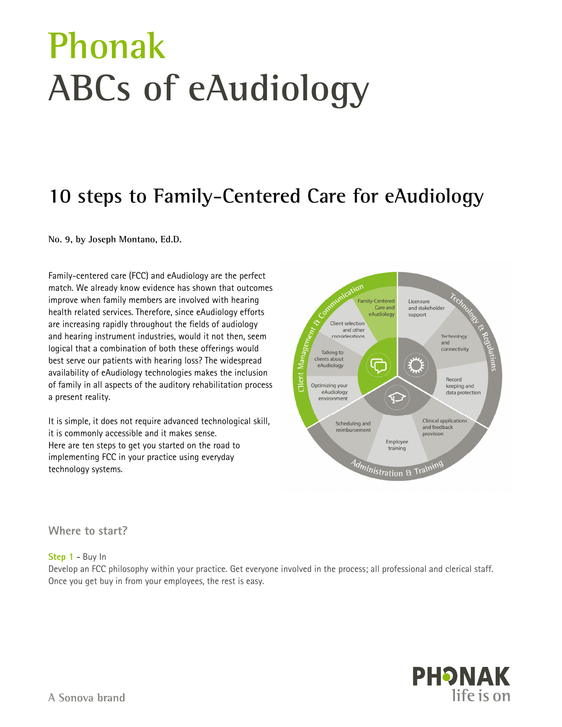# Phonak
# ABCs of eAudiology

## 10 steps to Family-Centered Care for eAudiology

**No. 9, by Joseph Montano, Ed.D.**

Family-centered care (FCC) and eAudiology are the perfect match. We already know evidence has shown that outcomes improve when family members are involved with hearing health related services. Therefore, since eAudiology efforts are increasing rapidly throughout the fields of audiology and hearing instrument industries, would it not then, seem logical that a combination of both these offerings would best serve our patients with hearing loss? The widespread availability of eAudiology technologies makes the inclusion of family in all aspects of the auditory rehabilitation process a present reality.

It is simple, it does not require advanced technological skill, it is commonly accessible and it makes sense. Here are ten steps to get you started on the road to implementing FCC in your practice using everyday technology systems.

Client Management & Communication: Family-Centered Care and eAudiology; Client selection and other considerations; Talking to clients about eAudiology; Optimizing your eAudiology environment

Technology & Regulations: Licensure and stakeholder support; Technology and connectivity; Record keeping and data protection

Administration & Training: Clinical applications and feedback provision; Employee training; Scheduling and reimbursement

### Where to start?

**Step 1** - Buy In
Develop an FCC philosophy within your practice. Get everyone involved in the process; all professional and clerical staff. Once you get buy in from your employees, the rest is easy.

A Sonova brand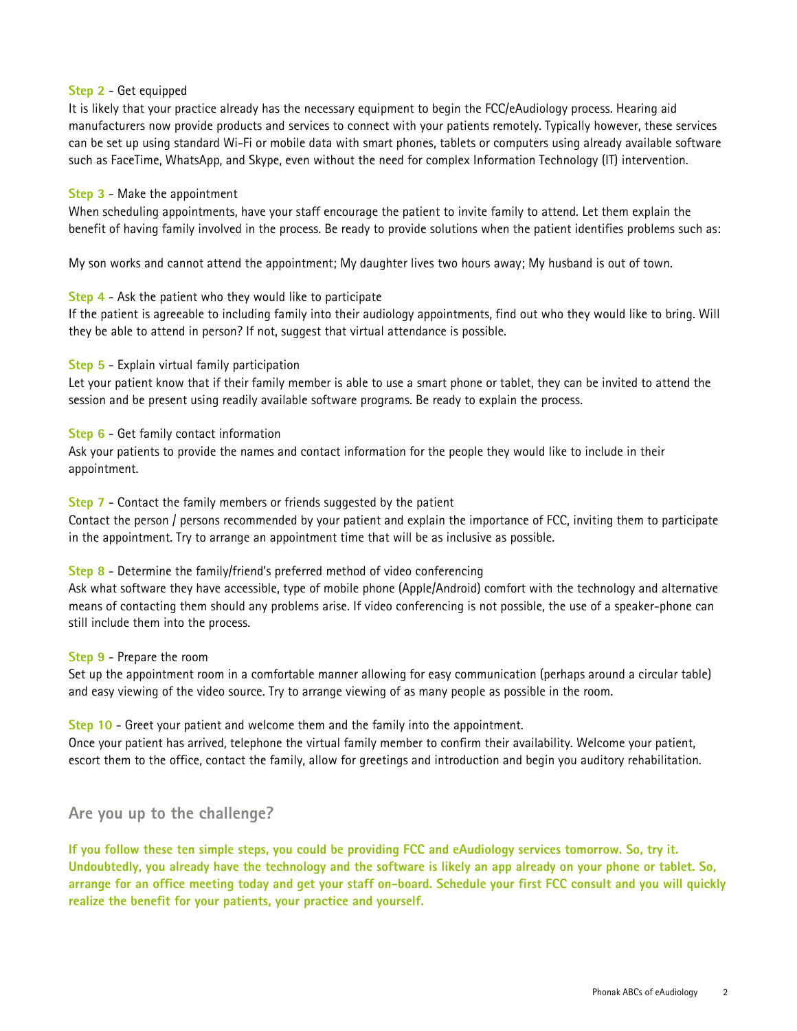**Step 2** - Get equipped

It is likely that your practice already has the necessary equipment to begin the FCC/eAudiology process. Hearing aid manufacturers now provide products and services to connect with your patients remotely. Typically however, these services can be set up using standard Wi-Fi or mobile data with smart phones, tablets or computers using already available software such as FaceTime, WhatsApp, and Skype, even without the need for complex Information Technology (IT) intervention.

**Step 3** - Make the appointment

When scheduling appointments, have your staff encourage the patient to invite family to attend. Let them explain the benefit of having family involved in the process. Be ready to provide solutions when the patient identifies problems such as:

My son works and cannot attend the appointment; My daughter lives two hours away; My husband is out of town.

**Step 4** - Ask the patient who they would like to participate

If the patient is agreeable to including family into their audiology appointments, find out who they would like to bring. Will they be able to attend in person? If not, suggest that virtual attendance is possible.

**Step 5** - Explain virtual family participation

Let your patient know that if their family member is able to use a smart phone or tablet, they can be invited to attend the session and be present using readily available software programs. Be ready to explain the process.

**Step 6** - Get family contact information

Ask your patients to provide the names and contact information for the people they would like to include in their appointment.

**Step 7** - Contact the family members or friends suggested by the patient

Contact the person / persons recommended by your patient and explain the importance of FCC, inviting them to participate in the appointment. Try to arrange an appointment time that will be as inclusive as possible.

**Step 8** - Determine the family/friend's preferred method of video conferencing

Ask what software they have accessible, type of mobile phone (Apple/Android) comfort with the technology and alternative means of contacting them should any problems arise. If video conferencing is not possible, the use of a speaker-phone can still include them into the process.

**Step 9** - Prepare the room

Set up the appointment room in a comfortable manner allowing for easy communication (perhaps around a circular table) and easy viewing of the video source. Try to arrange viewing of as many people as possible in the room.

**Step 10** - Greet your patient and welcome them and the family into the appointment.

Once your patient has arrived, telephone the virtual family member to confirm their availability. Welcome your patient, escort them to the office, contact the family, allow for greetings and introduction and begin you auditory rehabilitation.

## Are you up to the challenge?

**If you follow these ten simple steps, you could be providing FCC and eAudiology services tomorrow. So, try it. Undoubtedly, you already have the technology and the software is likely an app already on your phone or tablet. So, arrange for an office meeting today and get your staff on-board. Schedule your first FCC consult and you will quickly realize the benefit for your patients, your practice and yourself.**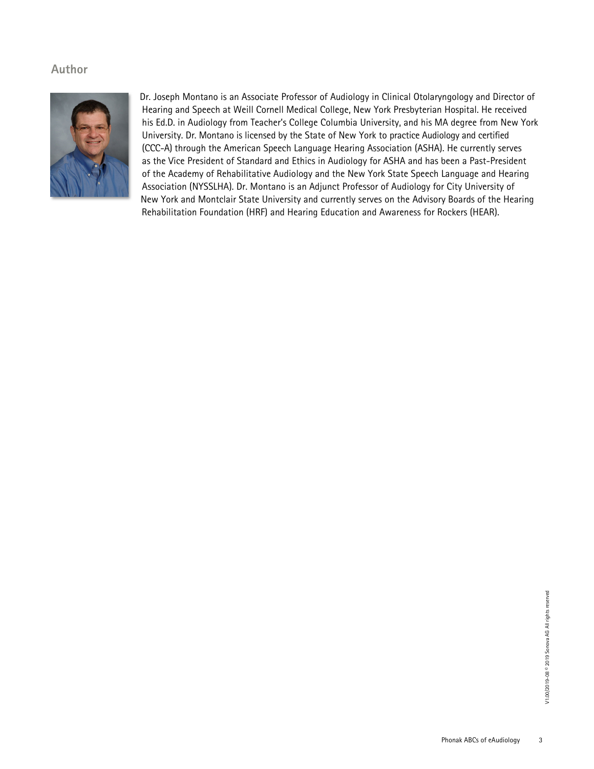## Author

Dr. Joseph Montano is an Associate Professor of Audiology in Clinical Otolaryngology and Director of Hearing and Speech at Weill Cornell Medical College, New York Presbyterian Hospital. He received his Ed.D. in Audiology from Teacher's College Columbia University, and his MA degree from New York University. Dr. Montano is licensed by the State of New York to practice Audiology and certified (CCC-A) through the American Speech Language Hearing Association (ASHA). He currently serves as the Vice President of Standard and Ethics in Audiology for ASHA and has been a Past-President of the Academy of Rehabilitative Audiology and the New York State Speech Language and Hearing Association (NYSSLHA). Dr. Montano is an Adjunct Professor of Audiology for City University of New York and Montclair State University and currently serves on the Advisory Boards of the Hearing Rehabilitation Foundation (HRF) and Hearing Education and Awareness for Rockers (HEAR).

V1.00/2019-08 © 2019 Sonova AG All rights reserved